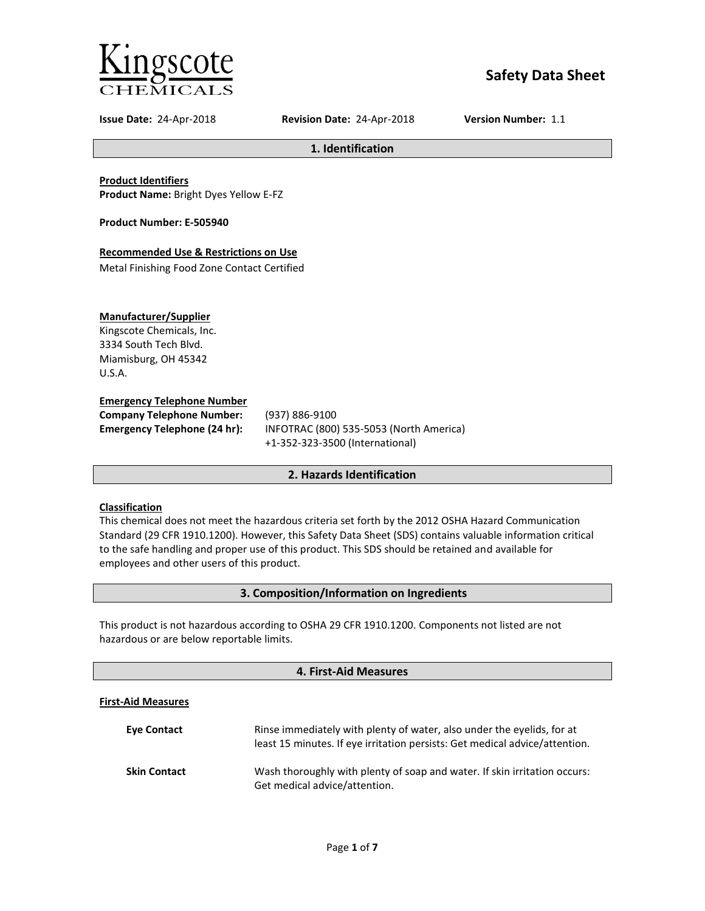Kingscote CHEMICALS

# Safety Data Sheet

**Issue Date:** 24-Apr-2018 **Revision Date:** 24-Apr-2018 **Version Number:** 1.1

## 1. Identification

**Product Identifiers**
**Product Name:** Bright Dyes Yellow E-FZ

**Product Number: E-505940**

**Recommended Use & Restrictions on Use**
Metal Finishing Food Zone Contact Certified

**Manufacturer/Supplier**
Kingscote Chemicals, Inc.
3334 South Tech Blvd.
Miamisburg, OH 45342
U.S.A.

**Emergency Telephone Number**

| | |
|---|---|
| **Company Telephone Number:** | (937) 886-9100 |
| **Emergency Telephone (24 hr):** | INFOTRAC (800) 535-5053 (North America)<br>+1-352-323-3500 (International) |

## 2. Hazards Identification

**Classification**
This chemical does not meet the hazardous criteria set forth by the 2012 OSHA Hazard Communication Standard (29 CFR 1910.1200). However, this Safety Data Sheet (SDS) contains valuable information critical to the safe handling and proper use of this product. This SDS should be retained and available for employees and other users of this product.

## 3. Composition/Information on Ingredients

This product is not hazardous according to OSHA 29 CFR 1910.1200. Components not listed are not hazardous or are below reportable limits.

## 4. First-Aid Measures

**First-Aid Measures**

| | |
|---|---|
| **Eye Contact** | Rinse immediately with plenty of water, also under the eyelids, for at least 15 minutes. If eye irritation persists: Get medical advice/attention. |
| **Skin Contact** | Wash thoroughly with plenty of soap and water. If skin irritation occurs: Get medical advice/attention. |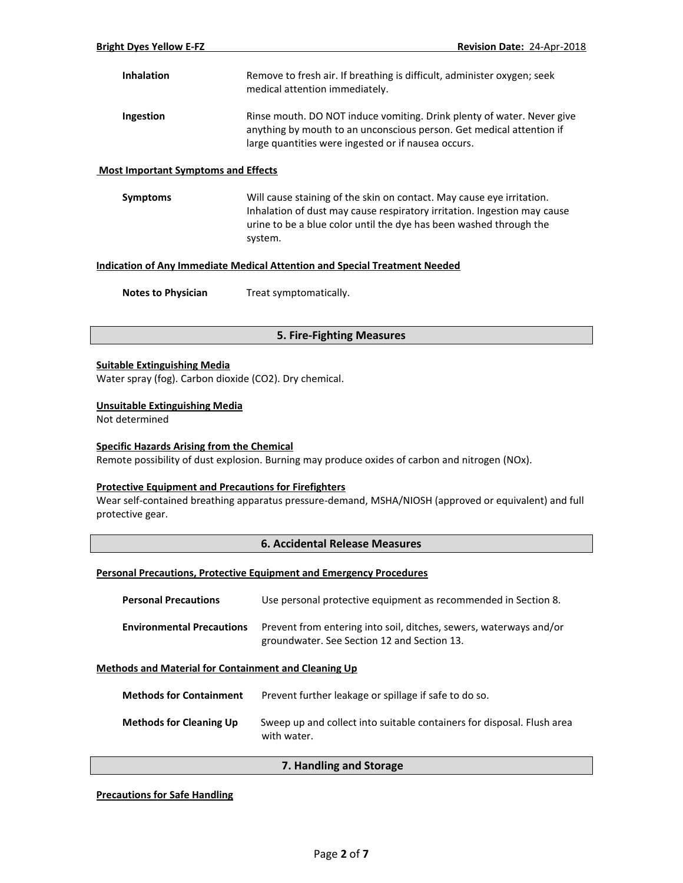**Inhalation** Remove to fresh air. If breathing is difficult, administer oxygen; seek medical attention immediately.

**Ingestion** Rinse mouth. DO NOT induce vomiting. Drink plenty of water. Never give anything by mouth to an unconscious person. Get medical attention if large quantities were ingested or if nausea occurs.

### Most Important Symptoms and Effects

**Symptoms** Will cause staining of the skin on contact. May cause eye irritation. Inhalation of dust may cause respiratory irritation. Ingestion may cause urine to be a blue color until the dye has been washed through the system.

### Indication of Any Immediate Medical Attention and Special Treatment Needed

**Notes to Physician** Treat symptomatically.

## 5. Fire-Fighting Measures

### Suitable Extinguishing Media

Water spray (fog). Carbon dioxide ($CO_2$). Dry chemical.

### Unsuitable Extinguishing Media

Not determined

### Specific Hazards Arising from the Chemical

Remote possibility of dust explosion. Burning may produce oxides of carbon and nitrogen ($NO_x$).

### Protective Equipment and Precautions for Firefighters

Wear self-contained breathing apparatus pressure-demand, MSHA/NIOSH (approved or equivalent) and full protective gear.

## 6. Accidental Release Measures

### Personal Precautions, Protective Equipment and Emergency Procedures

**Personal Precautions** Use personal protective equipment as recommended in Section 8.

**Environmental Precautions** Prevent from entering into soil, ditches, sewers, waterways and/or groundwater. See Section 12 and Section 13.

### Methods and Material for Containment and Cleaning Up

**Methods for Containment** Prevent further leakage or spillage if safe to do so.

**Methods for Cleaning Up** Sweep up and collect into suitable containers for disposal. Flush area with water.

## 7. Handling and Storage

### Precautions for Safe Handling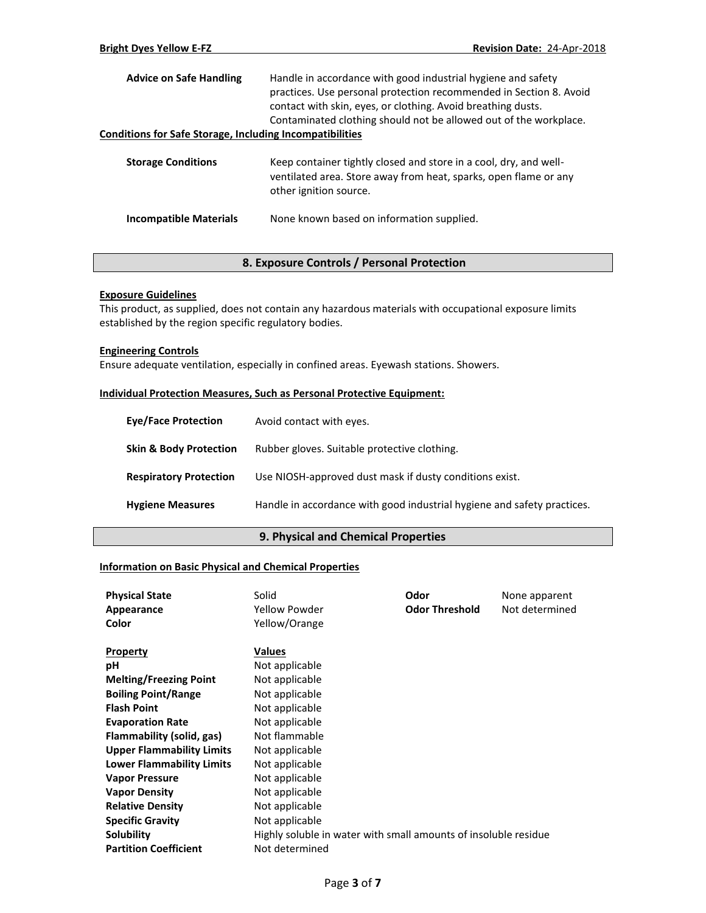**Advice on Safe Handling** Handle in accordance with good industrial hygiene and safety practices. Use personal protection recommended in Section 8. Avoid contact with skin, eyes, or clothing. Avoid breathing dusts. Contaminated clothing should not be allowed out of the workplace.

**Conditions for Safe Storage, Including Incompatibilities**

**Storage Conditions** Keep container tightly closed and store in a cool, dry, and well-ventilated area. Store away from heat, sparks, open flame or any other ignition source.

**Incompatible Materials** None known based on information supplied.

## 8. Exposure Controls / Personal Protection

**Exposure Guidelines**

This product, as supplied, does not contain any hazardous materials with occupational exposure limits established by the region specific regulatory bodies.

**Engineering Controls**

Ensure adequate ventilation, especially in confined areas. Eyewash stations. Showers.

**Individual Protection Measures, Such as Personal Protective Equipment:**

**Eye/Face Protection** Avoid contact with eyes.

**Skin & Body Protection** Rubber gloves. Suitable protective clothing.

**Respiratory Protection** Use NIOSH-approved dust mask if dusty conditions exist.

**Hygiene Measures** Handle in accordance with good industrial hygiene and safety practices.

## 9. Physical and Chemical Properties

**Information on Basic Physical and Chemical Properties**

| | | | |
|---|---|---|---|
| **Physical State** | Solid | **Odor** | None apparent |
| **Appearance** | Yellow Powder | **Odor Threshold** | Not determined |
| **Color** | Yellow/Orange | | |

| **Property** | **Values** |
|---|---|
| **pH** | Not applicable |
| **Melting/Freezing Point** | Not applicable |
| **Boiling Point/Range** | Not applicable |
| **Flash Point** | Not applicable |
| **Evaporation Rate** | Not applicable |
| **Flammability (solid, gas)** | Not flammable |
| **Upper Flammability Limits** | Not applicable |
| **Lower Flammability Limits** | Not applicable |
| **Vapor Pressure** | Not applicable |
| **Vapor Density** | Not applicable |
| **Relative Density** | Not applicable |
| **Specific Gravity** | Not applicable |
| **Solubility** | Highly soluble in water with small amounts of insoluble residue |
| **Partition Coefficient** | Not determined |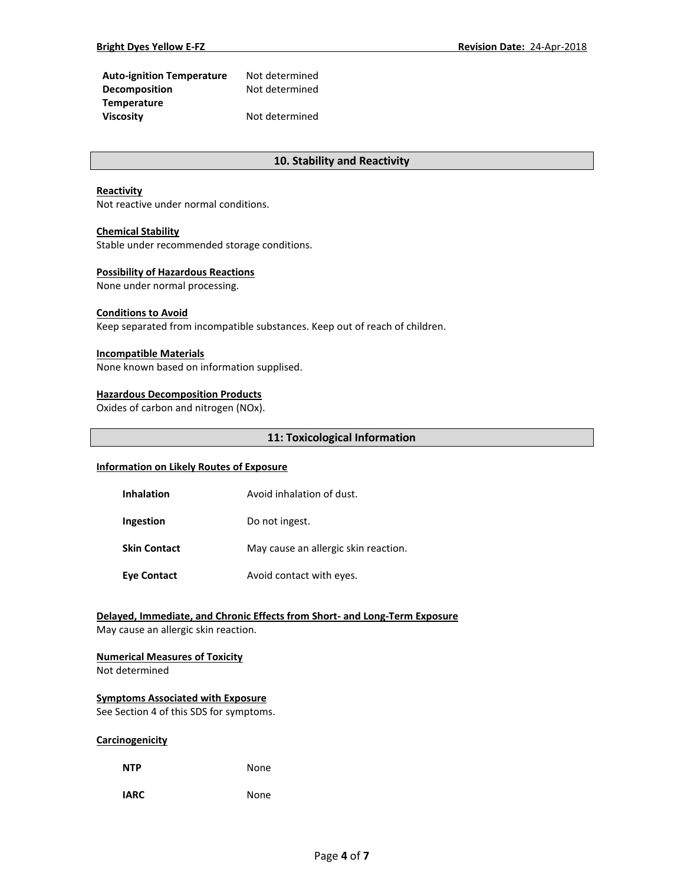| | |
|---|---|
| **Auto-ignition Temperature** | Not determined |
| **Decomposition Temperature** | Not determined |
| **Viscosity** | Not determined |

## 10. Stability and Reactivity

**Reactivity**

Not reactive under normal conditions.

**Chemical Stability**

Stable under recommended storage conditions.

**Possibility of Hazardous Reactions**

None under normal processing.

**Conditions to Avoid**

Keep separated from incompatible substances. Keep out of reach of children.

**Incompatible Materials**

None known based on information supplised.

**Hazardous Decomposition Products**

Oxides of carbon and nitrogen (NOx).

## 11: Toxicological Information

**Information on Likely Routes of Exposure**

| | |
|---|---|
| **Inhalation** | Avoid inhalation of dust. |
| **Ingestion** | Do not ingest. |
| **Skin Contact** | May cause an allergic skin reaction. |
| **Eye Contact** | Avoid contact with eyes. |

**Delayed, Immediate, and Chronic Effects from Short- and Long-Term Exposure**

May cause an allergic skin reaction.

**Numerical Measures of Toxicity**

Not determined

**Symptoms Associated with Exposure**

See Section 4 of this SDS for symptoms.

**Carcinogenicity**

| | |
|---|---|
| **NTP** | None |
| **IARC** | None |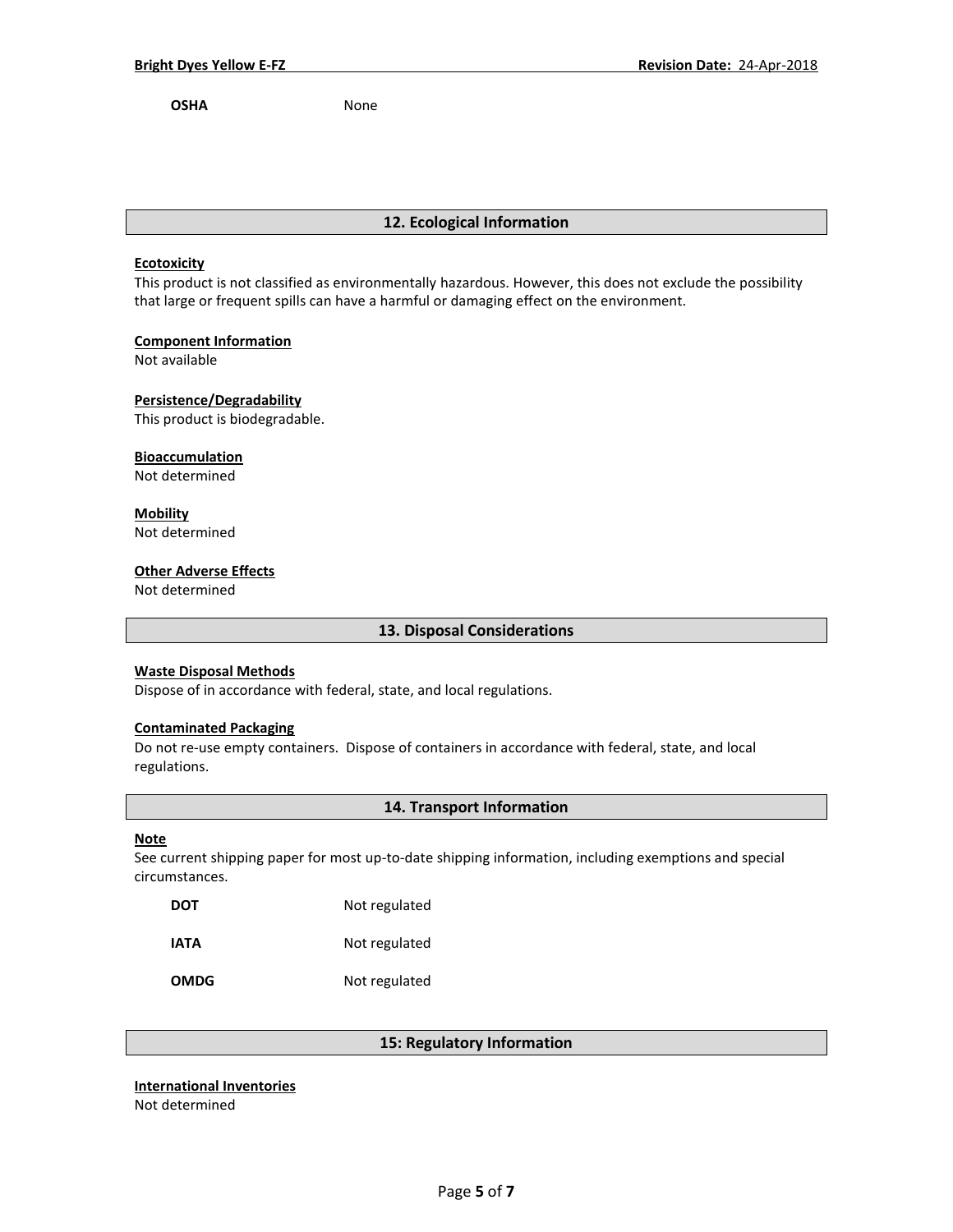| | |
|---|---|
| **OSHA** | None |

## 12. Ecological Information

**Ecotoxicity**

This product is not classified as environmentally hazardous. However, this does not exclude the possibility that large or frequent spills can have a harmful or damaging effect on the environment.

**Component Information**

Not available

**Persistence/Degradability**

This product is biodegradable.

**Bioaccumulation**

Not determined

**Mobility**

Not determined

**Other Adverse Effects**

Not determined

## 13. Disposal Considerations

**Waste Disposal Methods**

Dispose of in accordance with federal, state, and local regulations.

**Contaminated Packaging**

Do not re-use empty containers. Dispose of containers in accordance with federal, state, and local regulations.

## 14. Transport Information

**Note**

See current shipping paper for most up-to-date shipping information, including exemptions and special circumstances.

| | |
|---|---|
| **DOT** | Not regulated |
| **IATA** | Not regulated |
| **OMDG** | Not regulated |

## 15: Regulatory Information

**International Inventories**

Not determined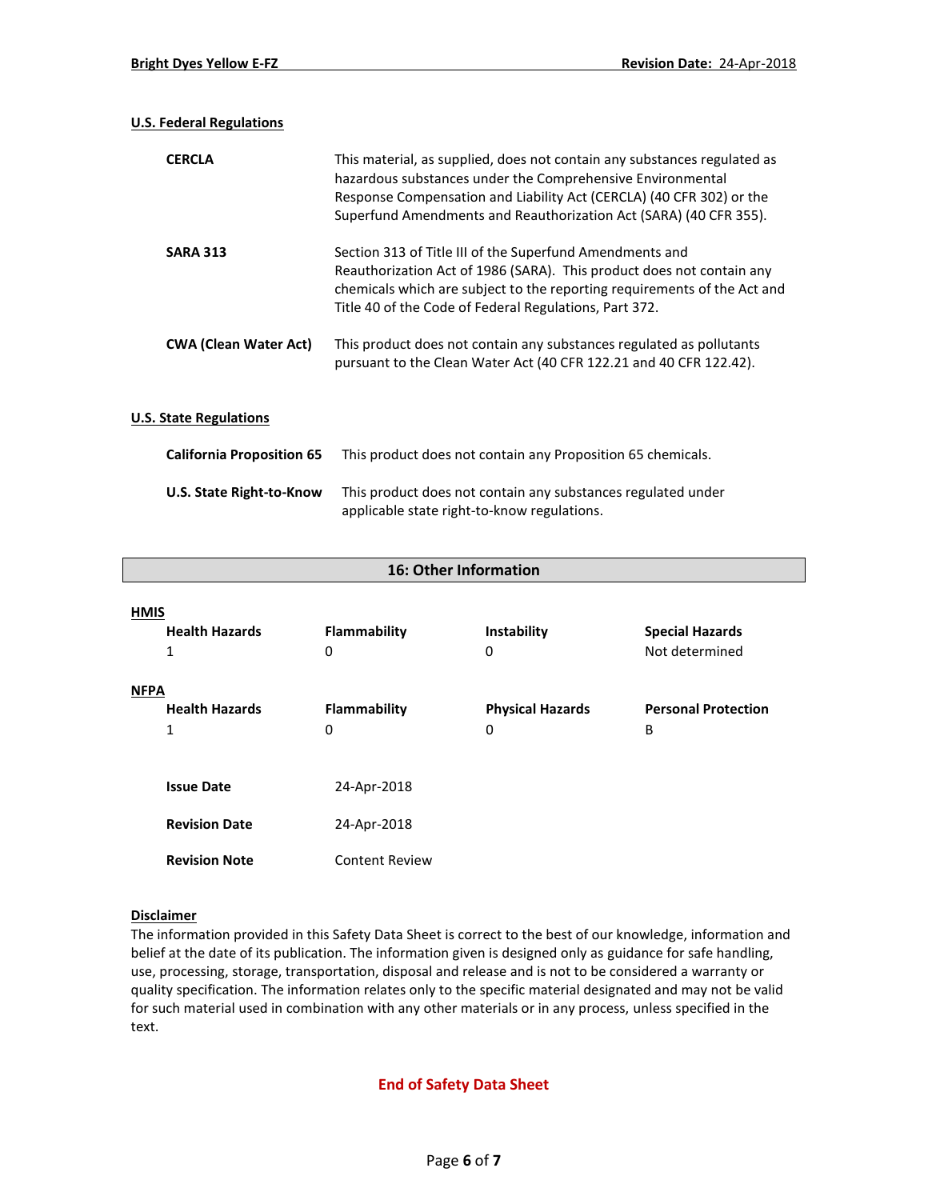**U.S. Federal Regulations**

| | |
|---|---|
| **CERCLA** | This material, as supplied, does not contain any substances regulated as hazardous substances under the Comprehensive Environmental Response Compensation and Liability Act (CERCLA) (40 CFR 302) or the Superfund Amendments and Reauthorization Act (SARA) (40 CFR 355). |
| **SARA 313** | Section 313 of Title III of the Superfund Amendments and Reauthorization Act of 1986 (SARA). This product does not contain any chemicals which are subject to the reporting requirements of the Act and Title 40 of the Code of Federal Regulations, Part 372. |
| **CWA (Clean Water Act)** | This product does not contain any substances regulated as pollutants pursuant to the Clean Water Act (40 CFR 122.21 and 40 CFR 122.42). |

**U.S. State Regulations**

| | |
|---|---|
| **California Proposition 65** | This product does not contain any Proposition 65 chemicals. |
| **U.S. State Right-to-Know** | This product does not contain any substances regulated under applicable state right-to-know regulations. |

## 16: Other Information

**HMIS**

| Health Hazards | Flammability | Instability | Special Hazards |
|---|---|---|---|
| 1 | 0 | 0 | Not determined |

**NFPA**

| Health Hazards | Flammability | Physical Hazards | Personal Protection |
|---|---|---|---|
| 1 | 0 | 0 | B |

| | |
|---|---|
| **Issue Date** | 24-Apr-2018 |
| **Revision Date** | 24-Apr-2018 |
| **Revision Note** | Content Review |

**Disclaimer**

The information provided in this Safety Data Sheet is correct to the best of our knowledge, information and belief at the date of its publication. The information given is designed only as guidance for safe handling, use, processing, storage, transportation, disposal and release and is not to be considered a warranty or quality specification. The information relates only to the specific material designated and may not be valid for such material used in combination with any other materials or in any process, unless specified in the text.

**End of Safety Data Sheet**